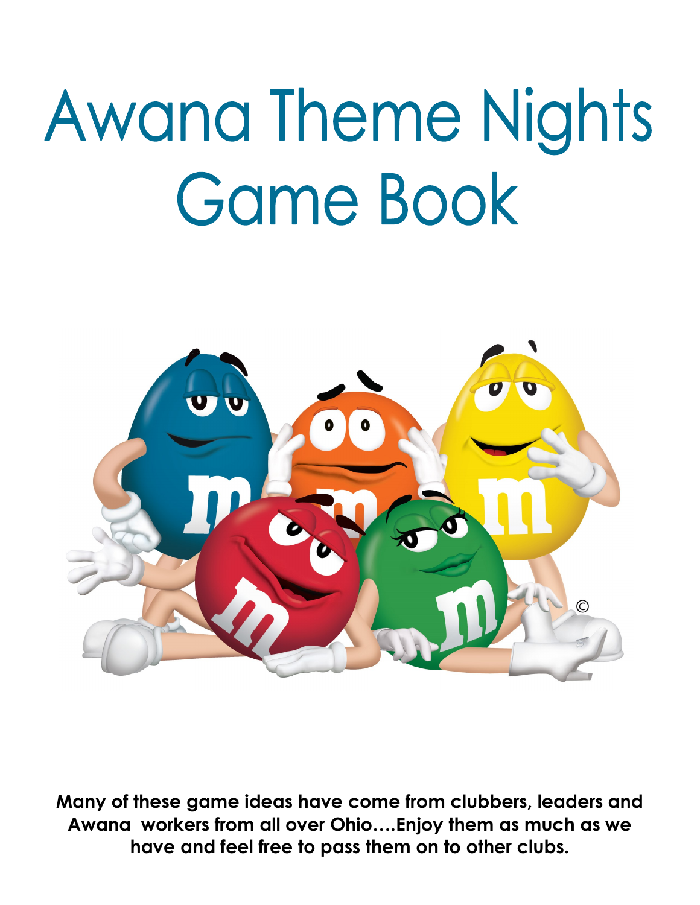# Awana Theme Nights Game Book

**Many of these game ideas have come from clubbers, leaders and Awana workers from all over Ohio….Enjoy them as much as we have and feel free to pass them on to other clubs.**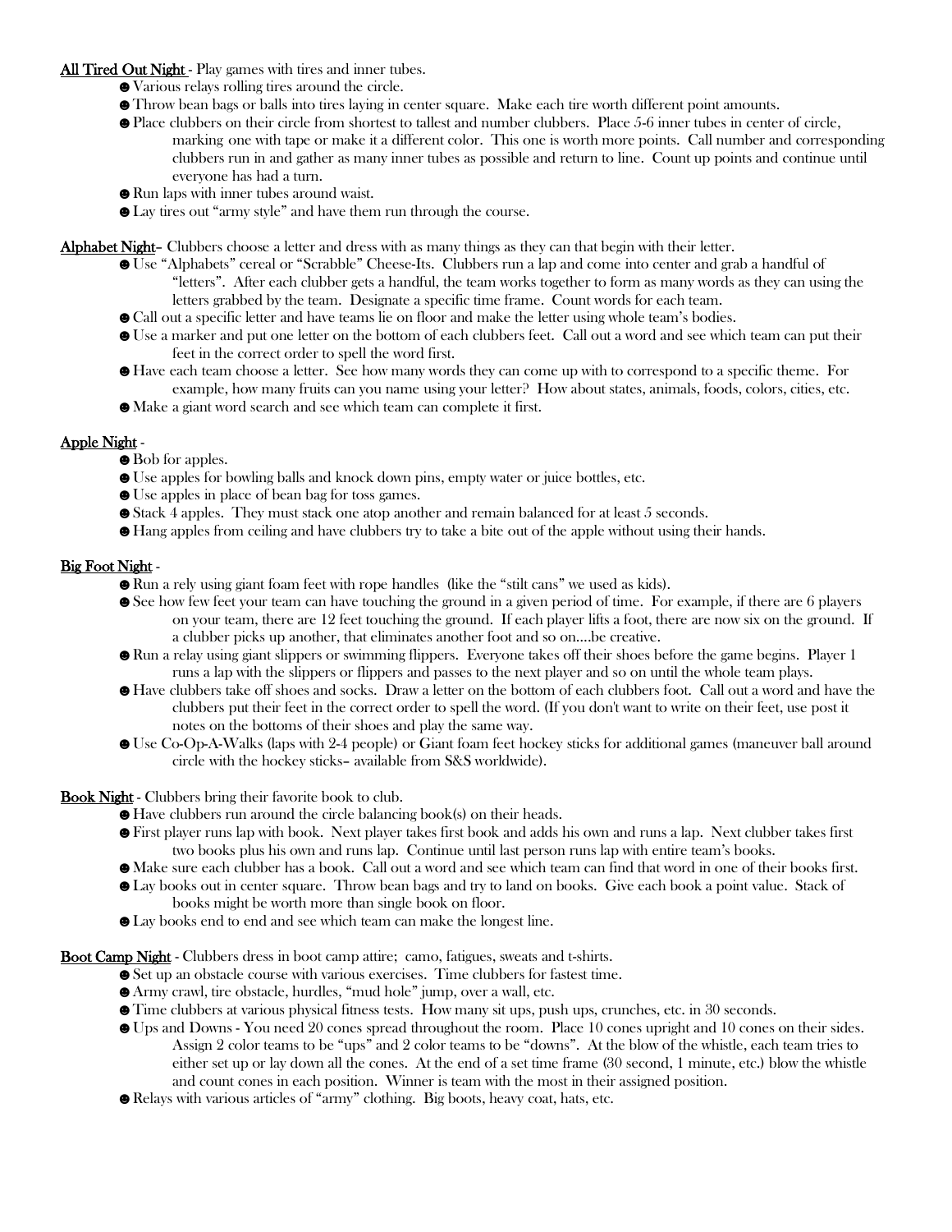**All Tired Out Night** - Play games with tires and inner tubes.

- ☻Various relays rolling tires around the circle.
- ☻Throw bean bags or balls into tires laying in center square. Make each tire worth different point amounts.
- ☻Place clubbers on their circle from shortest to tallest and number clubbers. Place 5-6 inner tubes in center of circle, marking one with tape or make it a different color. This one is worth more points. Call number and corresponding clubbers run in and gather as many inner tubes as possible and return to line. Count up points and continue until everyone has had a turn.
- ☻Run laps with inner tubes around waist.
- ☻Lay tires out "army style" and have them run through the course.

**Alphabet Night**– Clubbers choose a letter and dress with as many things as they can that begin with their letter.

- ☻Use "Alphabets" cereal or "Scrabble" Cheese-Its. Clubbers run a lap and come into center and grab a handful of "letters". After each clubber gets a handful, the team works together to form as many words as they can using the letters grabbed by the team. Designate a specific time frame. Count words for each team.
- ☻Call out a specific letter and have teams lie on floor and make the letter using whole team's bodies.
- ☻Use a marker and put one letter on the bottom of each clubbers feet. Call out a word and see which team can put their feet in the correct order to spell the word first.
- ☻Have each team choose a letter. See how many words they can come up with to correspond to a specific theme. For example, how many fruits can you name using your letter? How about states, animals, foods, colors, cities, etc.
- ☻Make a giant word search and see which team can complete it first.

**Apple Night** -

- ☻Bob for apples.
- ☻Use apples for bowling balls and knock down pins, empty water or juice bottles, etc.
- ☻Use apples in place of bean bag for toss games.
- ☻Stack 4 apples. They must stack one atop another and remain balanced for at least 5 seconds.
- ☻Hang apples from ceiling and have clubbers try to take a bite out of the apple without using their hands.

**Big Foot Night** -

- ☻Run a rely using giant foam feet with rope handles (like the "stilt cans" we used as kids).
- ☻See how few feet your team can have touching the ground in a given period of time. For example, if there are 6 players on your team, there are 12 feet touching the ground. If each player lifts a foot, there are now six on the ground. If a clubber picks up another, that eliminates another foot and so on....be creative.
- ☻Run a relay using giant slippers or swimming flippers. Everyone takes off their shoes before the game begins. Player 1 runs a lap with the slippers or flippers and passes to the next player and so on until the whole team plays.
- ☻Have clubbers take off shoes and socks. Draw a letter on the bottom of each clubbers foot. Call out a word and have the clubbers put their feet in the correct order to spell the word. (If you don't want to write on their feet, use post it notes on the bottoms of their shoes and play the same way.
- ☻Use Co-Op-A-Walks (laps with 2-4 people) or Giant foam feet hockey sticks for additional games (maneuver ball around circle with the hockey sticks– available from S&S worldwide).

**Book Night** - Clubbers bring their favorite book to club.

- ☻Have clubbers run around the circle balancing book(s) on their heads.
- ☻First player runs lap with book. Next player takes first book and adds his own and runs a lap. Next clubber takes first two books plus his own and runs lap. Continue until last person runs lap with entire team's books.
- ☻Make sure each clubber has a book. Call out a word and see which team can find that word in one of their books first.
- ☻Lay books out in center square. Throw bean bags and try to land on books. Give each book a point value. Stack of books might be worth more than single book on floor.
- ☻Lay books end to end and see which team can make the longest line.

**Boot Camp Night** - Clubbers dress in boot camp attire; camo, fatigues, sweats and t-shirts.

- ☻Set up an obstacle course with various exercises. Time clubbers for fastest time.
- ☻Army crawl, tire obstacle, hurdles, "mud hole" jump, over a wall, etc.
- ☻Time clubbers at various physical fitness tests. How many sit ups, push ups, crunches, etc. in 30 seconds.
- ☻Ups and Downs - You need 20 cones spread throughout the room. Place 10 cones upright and 10 cones on their sides. Assign 2 color teams to be "ups" and 2 color teams to be "downs". At the blow of the whistle, each team tries to either set up or lay down all the cones. At the end of a set time frame (30 second, 1 minute, etc.) blow the whistle and count cones in each position. Winner is team with the most in their assigned position.
- ☻Relays with various articles of "army" clothing. Big boots, heavy coat, hats, etc.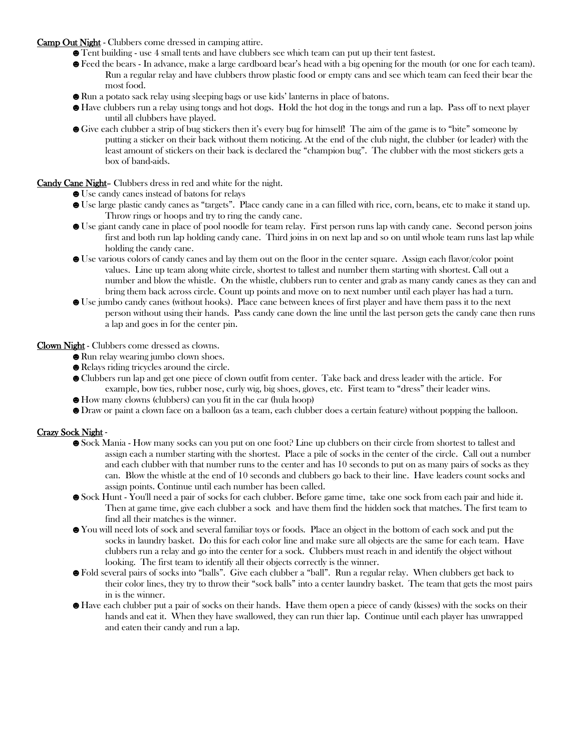**Camp Out Night** - Clubbers come dressed in camping attire.

- ☻Tent building - use 4 small tents and have clubbers see which team can put up their tent fastest.
- ☻Feed the bears - In advance, make a large cardboard bear's head with a big opening for the mouth (or one for each team). Run a regular relay and have clubbers throw plastic food or empty cans and see which team can feed their bear the most food.
- ☻Run a potato sack relay using sleeping bags or use kids' lanterns in place of batons.
- ☻Have clubbers run a relay using tongs and hot dogs. Hold the hot dog in the tongs and run a lap. Pass off to next player until all clubbers have played.
- ☻Give each clubber a strip of bug stickers then it's every bug for himself! The aim of the game is to "bite" someone by putting a sticker on their back without them noticing. At the end of the club night, the clubber (or leader) with the least amount of stickers on their back is declared the "champion bug". The clubber with the most stickers gets a box of band-aids.

**Candy Cane Night**– Clubbers dress in red and white for the night.

- ☻Use candy canes instead of batons for relays
- ☻Use large plastic candy canes as "targets". Place candy cane in a can filled with rice, corn, beans, etc to make it stand up. Throw rings or hoops and try to ring the candy cane.
- ☻Use giant candy cane in place of pool noodle for team relay. First person runs lap with candy cane. Second person joins first and both run lap holding candy cane. Third joins in on next lap and so on until whole team runs last lap while holding the candy cane.
- ☻Use various colors of candy canes and lay them out on the floor in the center square. Assign each flavor/color point values. Line up team along white circle, shortest to tallest and number them starting with shortest. Call out a number and blow the whistle. On the whistle, clubbers run to center and grab as many candy canes as they can and bring them back across circle. Count up points and move on to next number until each player has had a turn.
- ☻Use jumbo candy canes (without hooks). Place cane between knees of first player and have them pass it to the next person without using their hands. Pass candy cane down the line until the last person gets the candy cane then runs a lap and goes in for the center pin.

**Clown Night** - Clubbers come dressed as clowns.

- ☻Run relay wearing jumbo clown shoes.
- ☻Relays riding tricycles around the circle.
- ☻Clubbers run lap and get one piece of clown outfit from center. Take back and dress leader with the article. For example, bow ties, rubber nose, curly wig, big shoes, gloves, etc. First team to "dress" their leader wins.
- ☻How many clowns (clubbers) can you fit in the car (hula hoop)
- ☻Draw or paint a clown face on a balloon (as a team, each clubber does a certain feature) without popping the balloon.

**Crazy Sock Night** -

- ☻Sock Mania - How many socks can you put on one foot? Line up clubbers on their circle from shortest to tallest and assign each a number starting with the shortest. Place a pile of socks in the center of the circle. Call out a number and each clubber with that number runs to the center and has 10 seconds to put on as many pairs of socks as they can. Blow the whistle at the end of 10 seconds and clubbers go back to their line. Have leaders count socks and assign points. Continue until each number has been called.
- ☻Sock Hunt - You'll need a pair of socks for each clubber. Before game time, take one sock from each pair and hide it. Then at game time, give each clubber a sock and have them find the hidden sock that matches. The first team to find all their matches is the winner.
- ☻You will need lots of sock and several familiar toys or foods. Place an object in the bottom of each sock and put the socks in laundry basket. Do this for each color line and make sure all objects are the same for each team. Have clubbers run a relay and go into the center for a sock. Clubbers must reach in and identify the object without looking. The first team to identify all their objects correctly is the winner.
- ☻Fold several pairs of socks into "balls". Give each clubber a "ball". Run a regular relay. When clubbers get back to their color lines, they try to throw their "sock balls" into a center laundry basket. The team that gets the most pairs in is the winner.
- ☻Have each clubber put a pair of socks on their hands. Have them open a piece of candy (kisses) with the socks on their hands and eat it. When they have swallowed, they can run thier lap. Continue until each player has unwrapped and eaten their candy and run a lap.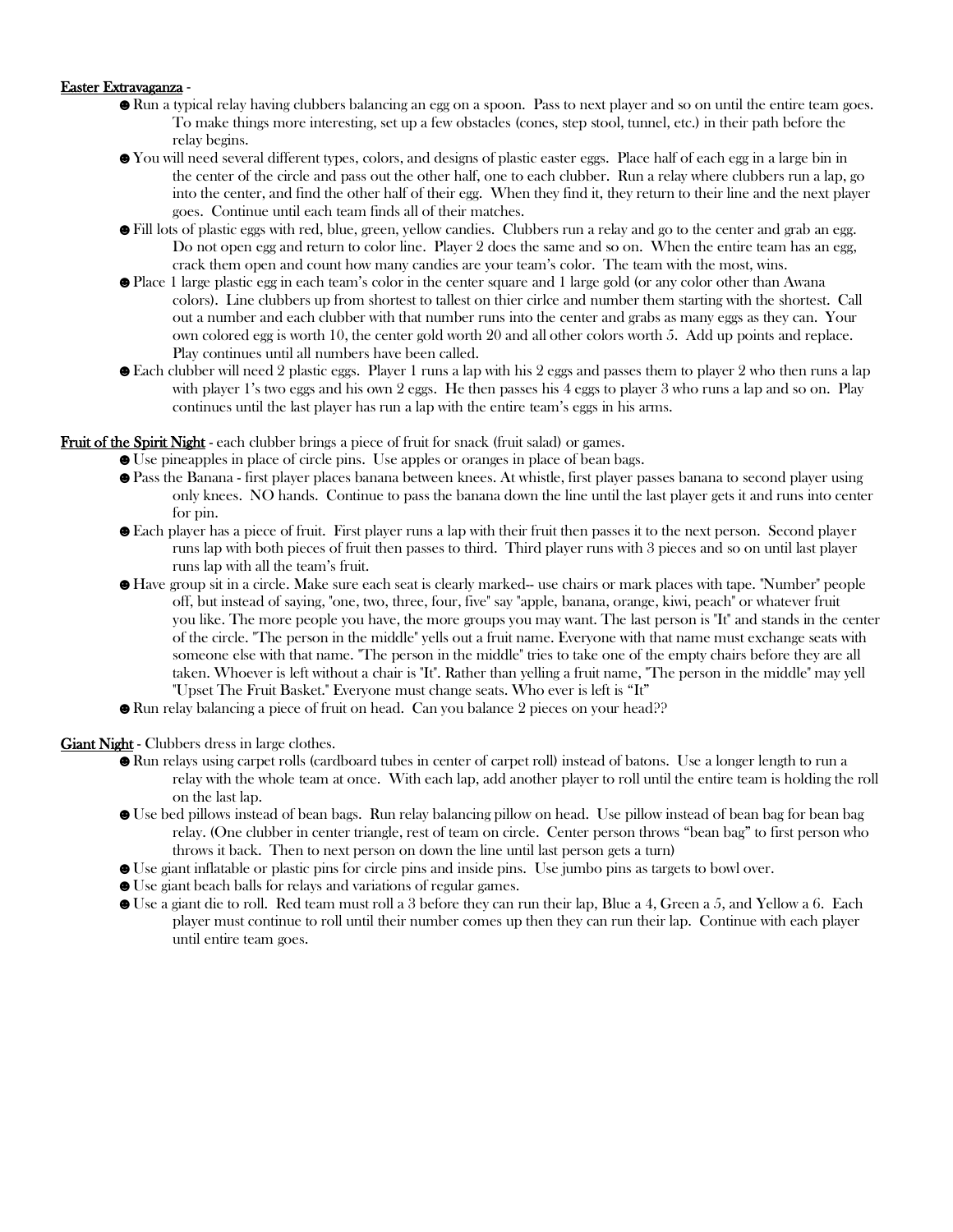<u>Easter Extravaganza</u> -

- ☻Run a typical relay having clubbers balancing an egg on a spoon. Pass to next player and so on until the entire team goes. To make things more interesting, set up a few obstacles (cones, step stool, tunnel, etc.) in their path before the relay begins.
- ☻You will need several different types, colors, and designs of plastic easter eggs. Place half of each egg in a large bin in the center of the circle and pass out the other half, one to each clubber. Run a relay where clubbers run a lap, go into the center, and find the other half of their egg. When they find it, they return to their line and the next player goes. Continue until each team finds all of their matches.
- ☻Fill lots of plastic eggs with red, blue, green, yellow candies. Clubbers run a relay and go to the center and grab an egg. Do not open egg and return to color line. Player 2 does the same and so on. When the entire team has an egg, crack them open and count how many candies are your team's color. The team with the most, wins.
- ☻Place 1 large plastic egg in each team's color in the center square and 1 large gold (or any color other than Awana colors). Line clubbers up from shortest to tallest on thier cirlce and number them starting with the shortest. Call out a number and each clubber with that number runs into the center and grabs as many eggs as they can. Your own colored egg is worth 10, the center gold worth 20 and all other colors worth 5. Add up points and replace. Play continues until all numbers have been called.
- ☻Each clubber will need 2 plastic eggs. Player 1 runs a lap with his 2 eggs and passes them to player 2 who then runs a lap with player 1's two eggs and his own 2 eggs. He then passes his 4 eggs to player 3 who runs a lap and so on. Play continues until the last player has run a lap with the entire team's eggs in his arms.

<u>Fruit of the Spirit Night</u> - each clubber brings a piece of fruit for snack (fruit salad) or games.

- ☻Use pineapples in place of circle pins. Use apples or oranges in place of bean bags.
- ☻Pass the Banana - first player places banana between knees. At whistle, first player passes banana to second player using only knees. NO hands. Continue to pass the banana down the line until the last player gets it and runs into center for pin.
- ☻Each player has a piece of fruit. First player runs a lap with their fruit then passes it to the next person. Second player runs lap with both pieces of fruit then passes to third. Third player runs with 3 pieces and so on until last player runs lap with all the team's fruit.
- ☻Have group sit in a circle. Make sure each seat is clearly marked-- use chairs or mark places with tape. "Number" people off, but instead of saying, "one, two, three, four, five" say "apple, banana, orange, kiwi, peach" or whatever fruit you like. The more people you have, the more groups you may want. The last person is "It" and stands in the center of the circle. "The person in the middle" yells out a fruit name. Everyone with that name must exchange seats with someone else with that name. "The person in the middle" tries to take one of the empty chairs before they are all taken. Whoever is left without a chair is "It". Rather than yelling a fruit name, "The person in the middle" may yell "Upset The Fruit Basket." Everyone must change seats. Who ever is left is "It"
- ☻Run relay balancing a piece of fruit on head. Can you balance 2 pieces on your head??

<u>Giant Night</u> - Clubbers dress in large clothes.

- ☻Run relays using carpet rolls (cardboard tubes in center of carpet roll) instead of batons. Use a longer length to run a relay with the whole team at once. With each lap, add another player to roll until the entire team is holding the roll on the last lap.
- ☻Use bed pillows instead of bean bags. Run relay balancing pillow on head. Use pillow instead of bean bag for bean bag relay. (One clubber in center triangle, rest of team on circle. Center person throws "bean bag" to first person who throws it back. Then to next person on down the line until last person gets a turn)
- ☻Use giant inflatable or plastic pins for circle pins and inside pins. Use jumbo pins as targets to bowl over.
- ☻Use giant beach balls for relays and variations of regular games.
- ☻Use a giant die to roll. Red team must roll a 3 before they can run their lap, Blue a 4, Green a 5, and Yellow a 6. Each player must continue to roll until their number comes up then they can run their lap. Continue with each player until entire team goes.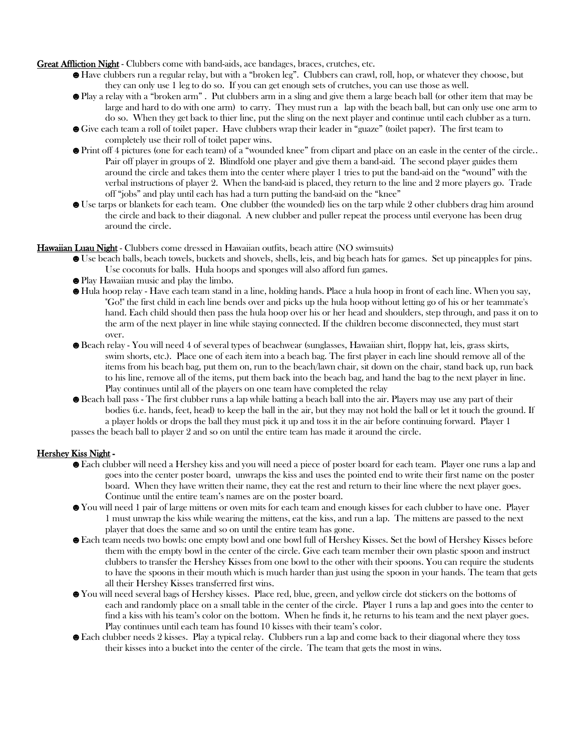**Great Affliction Night** - Clubbers come with band-aids, ace bandages, braces, crutches, etc.

- ☻Have clubbers run a regular relay, but with a "broken leg". Clubbers can crawl, roll, hop, or whatever they choose, but they can only use 1 leg to do so. If you can get enough sets of crutches, you can use those as well.
- ☻Play a relay with a "broken arm" . Put clubbers arm in a sling and give them a large beach ball (or other item that may be large and hard to do with one arm) to carry. They must run a lap with the beach ball, but can only use one arm to do so. When they get back to thier line, put the sling on the next player and continue until each clubber as a turn.
- ☻Give each team a roll of toilet paper. Have clubbers wrap their leader in "guaze" (toilet paper). The first team to completely use their roll of toilet paper wins.
- ☻Print off 4 pictures (one for each team) of a "wounded knee" from clipart and place on an easle in the center of the circle.. Pair off player in groups of 2. Blindfold one player and give them a band-aid. The second player guides them around the circle and takes them into the center where player 1 tries to put the band-aid on the "wound" with the verbal instructions of player 2. When the band-aid is placed, they return to the line and 2 more players go. Trade off "jobs" and play until each has had a turn putting the band-aid on the "knee"
- ☻Use tarps or blankets for each team. One clubber (the wounded) lies on the tarp while 2 other clubbers drag him around the circle and back to their diagonal. A new clubber and puller repeat the process until everyone has been drug around the circle.

**Hawaiian Luau Night** - Clubbers come dressed in Hawaiian outfits, beach attire (NO swimsuits)

- ☻Use beach balls, beach towels, buckets and shovels, shells, leis, and big beach hats for games. Set up pineapples for pins. Use coconuts for balls. Hula hoops and sponges will also afford fun games.
- ☻Play Hawaiian music and play the limbo.
- ☻Hula hoop relay - Have each team stand in a line, holding hands. Place a hula hoop in front of each line. When you say, "Go!" the first child in each line bends over and picks up the hula hoop without letting go of his or her teammate's hand. Each child should then pass the hula hoop over his or her head and shoulders, step through, and pass it on to the arm of the next player in line while staying connected. If the children become disconnected, they must start over.
- ☻Beach relay - You will need 4 of several types of beachwear (sunglasses, Hawaiian shirt, floppy hat, leis, grass skirts, swim shorts, etc.). Place one of each item into a beach bag. The first player in each line should remove all of the items from his beach bag, put them on, run to the beach/lawn chair, sit down on the chair, stand back up, run back to his line, remove all of the items, put them back into the beach bag, and hand the bag to the next player in line. Play continues until all of the players on one team have completed the relay
- ☻Beach ball pass - The first clubber runs a lap while batting a beach ball into the air. Players may use any part of their bodies (i.e. hands, feet, head) to keep the ball in the air, but they may not hold the ball or let it touch the ground. If a player holds or drops the ball they must pick it up and toss it in the air before continuing forward. Player 1 passes the beach ball to player 2 and so on until the entire team has made it around the circle.

**Hershey Kiss Night** -

- ☻Each clubber will need a Hershey kiss and you will need a piece of poster board for each team. Player one runs a lap and goes into the center poster board, unwraps the kiss and uses the pointed end to write their first name on the poster board. When they have written their name, they eat the rest and return to their line where the next player goes. Continue until the entire team's names are on the poster board.
- ☻You will need 1 pair of large mittens or oven mits for each team and enough kisses for each clubber to have one. Player 1 must unwrap the kiss while wearing the mittens, eat the kiss, and run a lap. The mittens are passed to the next player that does the same and so on until the entire team has gone.
- ☻Each team needs two bowls: one empty bowl and one bowl full of Hershey Kisses. Set the bowl of Hershey Kisses before them with the empty bowl in the center of the circle. Give each team member their own plastic spoon and instruct clubbers to transfer the Hershey Kisses from one bowl to the other with their spoons. You can require the students to have the spoons in their mouth which is much harder than just using the spoon in your hands. The team that gets all their Hershey Kisses transferred first wins.
- ☻You will need several bags of Hershey kisses. Place red, blue, green, and yellow circle dot stickers on the bottoms of each and randomly place on a small table in the center of the circle. Player 1 runs a lap and goes into the center to find a kiss with his team's color on the bottom. When he finds it, he returns to his team and the next player goes. Play continues until each team has found 10 kisses with their team's color.
- ☻Each clubber needs 2 kisses. Play a typical relay. Clubbers run a lap and come back to their diagonal where they toss their kisses into a bucket into the center of the circle. The team that gets the most in wins.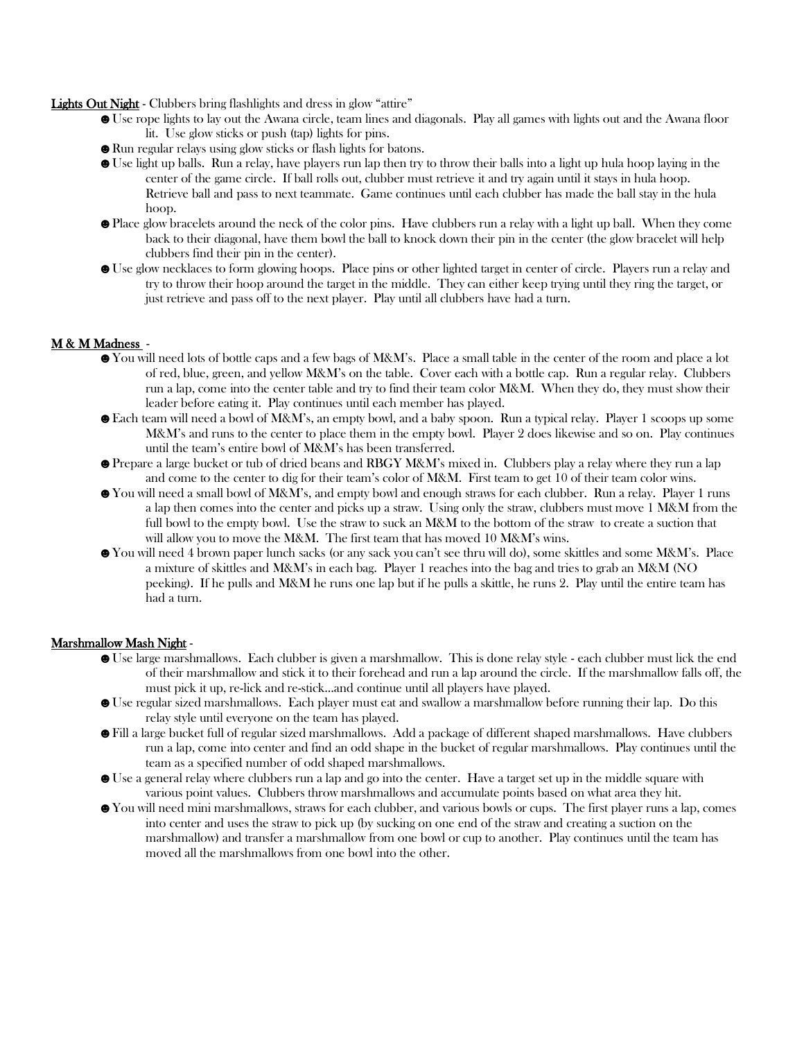<u>Lights Out Night</u> - Clubbers bring flashlights and dress in glow "attire"

- ☻Use rope lights to lay out the Awana circle, team lines and diagonals. Play all games with lights out and the Awana floor lit. Use glow sticks or push (tap) lights for pins.
- ☻Run regular relays using glow sticks or flash lights for batons.
- ☻Use light up balls. Run a relay, have players run lap then try to throw their balls into a light up hula hoop laying in the center of the game circle. If ball rolls out, clubber must retrieve it and try again until it stays in hula hoop. Retrieve ball and pass to next teammate. Game continues until each clubber has made the ball stay in the hula hoop.
- ☻Place glow bracelets around the neck of the color pins. Have clubbers run a relay with a light up ball. When they come back to their diagonal, have them bowl the ball to knock down their pin in the center (the glow bracelet will help clubbers find their pin in the center).
- ☻Use glow necklaces to form glowing hoops. Place pins or other lighted target in center of circle. Players run a relay and try to throw their hoop around the target in the middle. They can either keep trying until they ring the target, or just retrieve and pass off to the next player. Play until all clubbers have had a turn.

<u>M & M Madness</u> -

- ☻You will need lots of bottle caps and a few bags of M&M's. Place a small table in the center of the room and place a lot of red, blue, green, and yellow M&M's on the table. Cover each with a bottle cap. Run a regular relay. Clubbers run a lap, come into the center table and try to find their team color M&M. When they do, they must show their leader before eating it. Play continues until each member has played.
- ☻Each team will need a bowl of M&M's, an empty bowl, and a baby spoon. Run a typical relay. Player 1 scoops up some M&M's and runs to the center to place them in the empty bowl. Player 2 does likewise and so on. Play continues until the team's entire bowl of M&M's has been transferred.
- ☻Prepare a large bucket or tub of dried beans and RBGY M&M's mixed in. Clubbers play a relay where they run a lap and come to the center to dig for their team's color of M&M. First team to get 10 of their team color wins.
- ☻You will need a small bowl of M&M's, and empty bowl and enough straws for each clubber. Run a relay. Player 1 runs a lap then comes into the center and picks up a straw. Using only the straw, clubbers must move 1 M&M from the full bowl to the empty bowl. Use the straw to suck an M&M to the bottom of the straw to create a suction that will allow you to move the M&M. The first team that has moved 10 M&M's wins.
- ☻You will need 4 brown paper lunch sacks (or any sack you can't see thru will do), some skittles and some M&M's. Place a mixture of skittles and M&M's in each bag. Player 1 reaches into the bag and tries to grab an M&M (NO peeking). If he pulls and M&M he runs one lap but if he pulls a skittle, he runs 2. Play until the entire team has had a turn.

<u>Marshmallow Mash Night</u> -

- ☻Use large marshmallows. Each clubber is given a marshmallow. This is done relay style - each clubber must lick the end of their marshmallow and stick it to their forehead and run a lap around the circle. If the marshmallow falls off, the must pick it up, re-lick and re-stick…and continue until all players have played.
- ☻Use regular sized marshmallows. Each player must eat and swallow a marshmallow before running their lap. Do this relay style until everyone on the team has played.
- ☻Fill a large bucket full of regular sized marshmallows. Add a package of different shaped marshmallows. Have clubbers run a lap, come into center and find an odd shape in the bucket of regular marshmallows. Play continues until the team as a specified number of odd shaped marshmallows.
- ☻Use a general relay where clubbers run a lap and go into the center. Have a target set up in the middle square with various point values. Clubbers throw marshmallows and accumulate points based on what area they hit.
- ☻You will need mini marshmallows, straws for each clubber, and various bowls or cups. The first player runs a lap, comes into center and uses the straw to pick up (by sucking on one end of the straw and creating a suction on the marshmallow) and transfer a marshmallow from one bowl or cup to another. Play continues until the team has moved all the marshmallows from one bowl into the other.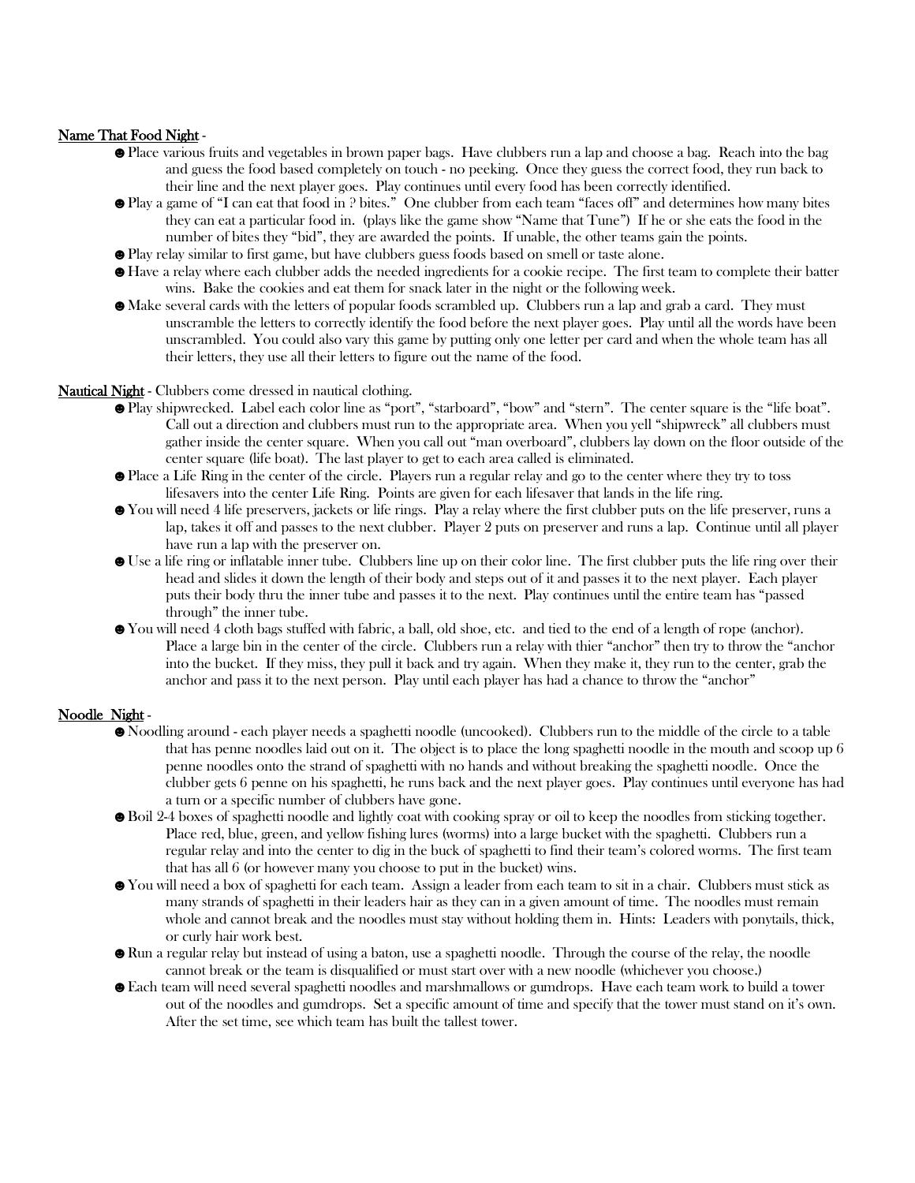<u>Name That Food Night</u> -

- ☻Place various fruits and vegetables in brown paper bags. Have clubbers run a lap and choose a bag. Reach into the bag and guess the food based completely on touch - no peeking. Once they guess the correct food, they run back to their line and the next player goes. Play continues until every food has been correctly identified.
- ☻Play a game of "I can eat that food in ? bites." One clubber from each team "faces off" and determines how many bites they can eat a particular food in. (plays like the game show "Name that Tune") If he or she eats the food in the number of bites they "bid", they are awarded the points. If unable, the other teams gain the points.
- ☻Play relay similar to first game, but have clubbers guess foods based on smell or taste alone.
- ☻Have a relay where each clubber adds the needed ingredients for a cookie recipe. The first team to complete their batter wins. Bake the cookies and eat them for snack later in the night or the following week.
- ☻Make several cards with the letters of popular foods scrambled up. Clubbers run a lap and grab a card. They must unscramble the letters to correctly identify the food before the next player goes. Play until all the words have been unscrambled. You could also vary this game by putting only one letter per card and when the whole team has all their letters, they use all their letters to figure out the name of the food.

<u>Nautical Night</u> - Clubbers come dressed in nautical clothing.

- ☻Play shipwrecked. Label each color line as "port", "starboard", "bow" and "stern". The center square is the "life boat". Call out a direction and clubbers must run to the appropriate area. When you yell "shipwreck" all clubbers must gather inside the center square. When you call out "man overboard", clubbers lay down on the floor outside of the center square (life boat). The last player to get to each area called is eliminated.
- ☻Place a Life Ring in the center of the circle. Players run a regular relay and go to the center where they try to toss lifesavers into the center Life Ring. Points are given for each lifesaver that lands in the life ring.
- ☻You will need 4 life preservers, jackets or life rings. Play a relay where the first clubber puts on the life preserver, runs a lap, takes it off and passes to the next clubber. Player 2 puts on preserver and runs a lap. Continue until all player have run a lap with the preserver on.
- ☻Use a life ring or inflatable inner tube. Clubbers line up on their color line. The first clubber puts the life ring over their head and slides it down the length of their body and steps out of it and passes it to the next player. Each player puts their body thru the inner tube and passes it to the next. Play continues until the entire team has "passed through" the inner tube.
- ☻You will need 4 cloth bags stuffed with fabric, a ball, old shoe, etc. and tied to the end of a length of rope (anchor). Place a large bin in the center of the circle. Clubbers run a relay with thier "anchor" then try to throw the "anchor into the bucket. If they miss, they pull it back and try again. When they make it, they run to the center, grab the anchor and pass it to the next person. Play until each player has had a chance to throw the "anchor"

<u>Noodle Night</u> -

- ☻Noodling around - each player needs a spaghetti noodle (uncooked). Clubbers run to the middle of the circle to a table that has penne noodles laid out on it. The object is to place the long spaghetti noodle in the mouth and scoop up 6 penne noodles onto the strand of spaghetti with no hands and without breaking the spaghetti noodle. Once the clubber gets 6 penne on his spaghetti, he runs back and the next player goes. Play continues until everyone has had a turn or a specific number of clubbers have gone.
- ☻Boil 2-4 boxes of spaghetti noodle and lightly coat with cooking spray or oil to keep the noodles from sticking together. Place red, blue, green, and yellow fishing lures (worms) into a large bucket with the spaghetti. Clubbers run a regular relay and into the center to dig in the buck of spaghetti to find their team's colored worms. The first team that has all 6 (or however many you choose to put in the bucket) wins.
- ☻You will need a box of spaghetti for each team. Assign a leader from each team to sit in a chair. Clubbers must stick as many strands of spaghetti in their leaders hair as they can in a given amount of time. The noodles must remain whole and cannot break and the noodles must stay without holding them in. Hints: Leaders with ponytails, thick, or curly hair work best.
- ☻Run a regular relay but instead of using a baton, use a spaghetti noodle. Through the course of the relay, the noodle cannot break or the team is disqualified or must start over with a new noodle (whichever you choose.)
- ☻Each team will need several spaghetti noodles and marshmallows or gumdrops. Have each team work to build a tower out of the noodles and gumdrops. Set a specific amount of time and specify that the tower must stand on it's own. After the set time, see which team has built the tallest tower.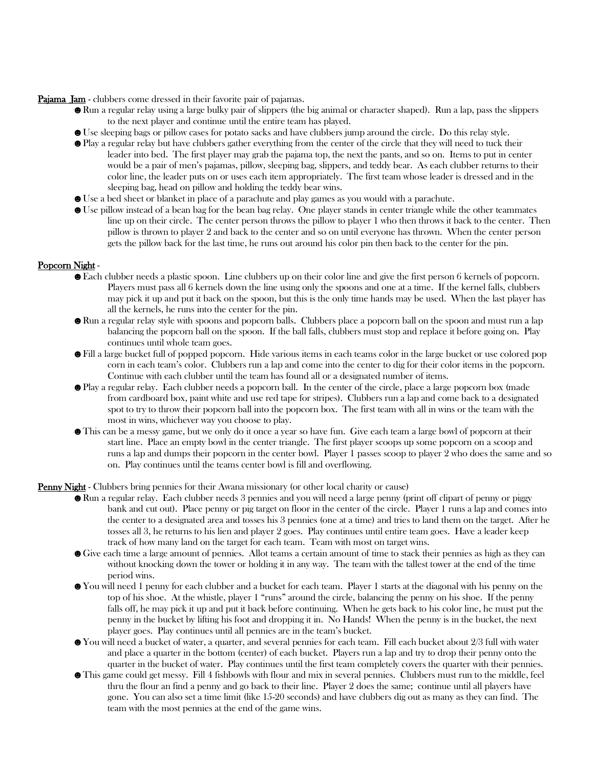**Pajama Jam** - clubbers come dressed in their favorite pair of pajamas.

- ☻Run a regular relay using a large bulky pair of slippers (the big animal or character shaped). Run a lap, pass the slippers to the next player and continue until the entire team has played.
- ☻Use sleeping bags or pillow cases for potato sacks and have clubbers jump around the circle. Do this relay style.
- ☻Play a regular relay but have clubbers gather everything from the center of the circle that they will need to tuck their leader into bed. The first player may grab the pajama top, the next the pants, and so on. Items to put in center would be a pair of men's pajamas, pillow, sleeping bag, slippers, and teddy bear. As each clubber returns to their color line, the leader puts on or uses each item appropriately. The first team whose leader is dressed and in the sleeping bag, head on pillow and holding the teddy bear wins.
- ☻Use a bed sheet or blanket in place of a parachute and play games as you would with a parachute.
- ☻Use pillow instead of a bean bag for the bean bag relay. One player stands in center triangle while the other teammates line up on their circle. The center person throws the pillow to player 1 who then throws it back to the center. Then pillow is thrown to player 2 and back to the center and so on until everyone has thrown. When the center person gets the pillow back for the last time, he runs out around his color pin then back to the center for the pin.

**Popcorn Night** -

- ☻Each clubber needs a plastic spoon. Line clubbers up on their color line and give the first person 6 kernels of popcorn. Players must pass all 6 kernels down the line using only the spoons and one at a time. If the kernel falls, clubbers may pick it up and put it back on the spoon, but this is the only time hands may be used. When the last player has all the kernels, he runs into the center for the pin.
- ☻Run a regular relay style with spoons and popcorn balls. Clubbers place a popcorn ball on the spoon and must run a lap balancing the popcorn ball on the spoon. If the ball falls, clubbers must stop and replace it before going on. Play continues until whole team goes.
- ☻Fill a large bucket full of popped popcorn. Hide various items in each teams color in the large bucket or use colored pop corn in each team's color. Clubbers run a lap and come into the center to dig for their color items in the popcorn. Continue with each clubber until the team has found all or a designated number of items.
- ☻Play a regular relay. Each clubber needs a popcorn ball. In the center of the circle, place a large popcorn box (made from cardboard box, paint white and use red tape for stripes). Clubbers run a lap and come back to a designated spot to try to throw their popcorn ball into the popcorn box. The first team with all in wins or the team with the most in wins, whichever way you choose to play.
- ☻This can be a messy game, but we only do it once a year so have fun. Give each team a large bowl of popcorn at their start line. Place an empty bowl in the center triangle. The first player scoops up some popcorn on a scoop and runs a lap and dumps their popcorn in the center bowl. Player 1 passes scoop to player 2 who does the same and so on. Play continues until the teams center bowl is fill and overflowing.

**Penny Night** - Clubbers bring pennies for their Awana missionary (or other local charity or cause)

- ☻Run a regular relay. Each clubber needs 3 pennies and you will need a large penny (print off clipart of penny or piggy bank and cut out). Place penny or pig target on floor in the center of the circle. Player 1 runs a lap and comes into the center to a designated area and tosses his 3 pennies (one at a time) and tries to land them on the target. After he tosses all 3, he returns to his lien and player 2 goes. Play continues until entire team goes. Have a leader keep track of how many land on the target for each team. Team with most on target wins.
- ☻Give each time a large amount of pennies. Allot teams a certain amount of time to stack their pennies as high as they can without knocking down the tower or holding it in any way. The team with the tallest tower at the end of the time period wins.
- ☻You will need 1 penny for each clubber and a bucket for each team. Player 1 starts at the diagonal with his penny on the top of his shoe. At the whistle, player 1 "runs" around the circle, balancing the penny on his shoe. If the penny falls off, he may pick it up and put it back before continuing. When he gets back to his color line, he must put the penny in the bucket by lifting his foot and dropping it in. No Hands! When the penny is in the bucket, the next player goes. Play continues until all pennies are in the team's bucket.
- ☻You will need a bucket of water, a quarter, and several pennies for each team. Fill each bucket about 2/3 full with water and place a quarter in the bottom (center) of each bucket. Players run a lap and try to drop their penny onto the quarter in the bucket of water. Play continues until the first team completely covers the quarter with their pennies.
- ☻This game could get messy. Fill 4 fishbowls with flour and mix in several pennies. Clubbers must run to the middle, feel thru the flour an find a penny and go back to their line. Player 2 does the same; continue until all players have gone. You can also set a time limit (like 15-20 seconds) and have clubbers dig out as many as they can find. The team with the most pennies at the end of the game wins.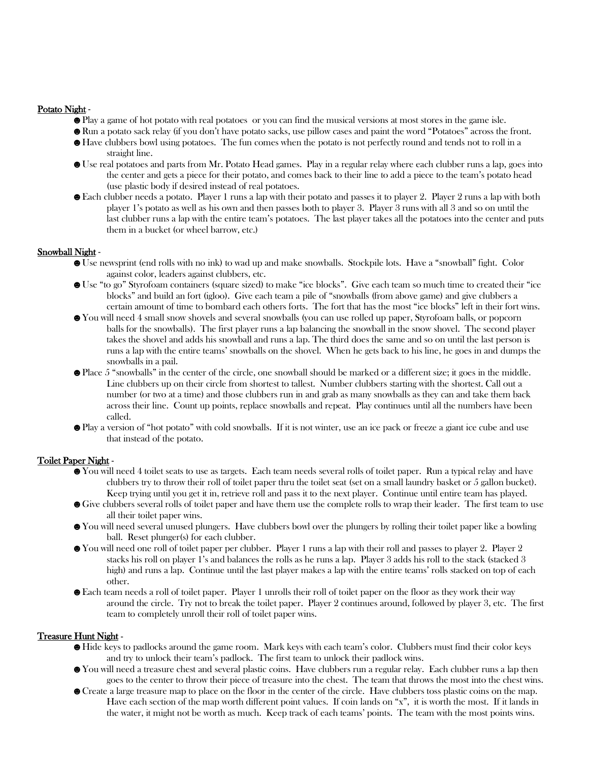<u>Potato Night</u> -

- ☻Play a game of hot potato with real potatoes or you can find the musical versions at most stores in the game isle.
- ☻Run a potato sack relay (if you don't have potato sacks, use pillow cases and paint the word "Potatoes" across the front.
- ☻Have clubbers bowl using potatoes. The fun comes when the potato is not perfectly round and tends not to roll in a straight line.
- ☻Use real potatoes and parts from Mr. Potato Head games. Play in a regular relay where each clubber runs a lap, goes into the center and gets a piece for their potato, and comes back to their line to add a piece to the team's potato head (use plastic body if desired instead of real potatoes.
- ☻Each clubber needs a potato. Player 1 runs a lap with their potato and passes it to player 2. Player 2 runs a lap with both player 1's potato as well as his own and then passes both to player 3. Player 3 runs with all 3 and so on until the last clubber runs a lap with the entire team's potatoes. The last player takes all the potatoes into the center and puts them in a bucket (or wheel barrow, etc.)

<u>Snowball Night</u> -

- ☻Use newsprint (end rolls with no ink) to wad up and make snowballs. Stockpile lots. Have a "snowball" fight. Color against color, leaders against clubbers, etc.
- ☻Use "to go" Styrofoam containers (square sized) to make "ice blocks". Give each team so much time to created their "ice blocks" and build an fort (igloo). Give each team a pile of "snowballs (from above game) and give clubbers a certain amount of time to bombard each others forts. The fort that has the most "ice blocks" left in their fort wins.
- ☻You will need 4 small snow shovels and several snowballs (you can use rolled up paper, Styrofoam balls, or popcorn balls for the snowballs). The first player runs a lap balancing the snowball in the snow shovel. The second player takes the shovel and adds his snowball and runs a lap. The third does the same and so on until the last person is runs a lap with the entire teams' snowballs on the shovel. When he gets back to his line, he goes in and dumps the snowballs in a pail.
- ☻Place 5 "snowballs" in the center of the circle, one snowball should be marked or a different size; it goes in the middle. Line clubbers up on their circle from shortest to tallest. Number clubbers starting with the shortest. Call out a number (or two at a time) and those clubbers run in and grab as many snowballs as they can and take them back across their line. Count up points, replace snowballs and repeat. Play continues until all the numbers have been called.
- ☻Play a version of "hot potato" with cold snowballs. If it is not winter, use an ice pack or freeze a giant ice cube and use that instead of the potato.

<u>Toilet Paper Night</u> -

- ☻You will need 4 toilet seats to use as targets. Each team needs several rolls of toilet paper. Run a typical relay and have clubbers try to throw their roll of toilet paper thru the toilet seat (set on a small laundry basket or 5 gallon bucket). Keep trying until you get it in, retrieve roll and pass it to the next player. Continue until entire team has played.
- ☻Give clubbers several rolls of toilet paper and have them use the complete rolls to wrap their leader. The first team to use all their toilet paper wins.
- ☻You will need several unused plungers. Have clubbers bowl over the plungers by rolling their toilet paper like a bowling ball. Reset plunger(s) for each clubber.
- ☻You will need one roll of toilet paper per clubber. Player 1 runs a lap with their roll and passes to player 2. Player 2 stacks his roll on player 1's and balances the rolls as he runs a lap. Player 3 adds his roll to the stack (stacked 3 high) and runs a lap. Continue until the last player makes a lap with the entire teams' rolls stacked on top of each other.
- ☻Each team needs a roll of toilet paper. Player 1 unrolls their roll of toilet paper on the floor as they work their way around the circle. Try not to break the toilet paper. Player 2 continues around, followed by player 3, etc. The first team to completely unroll their roll of toilet paper wins.

<u>Treasure Hunt Night</u> -

- ☻Hide keys to padlocks around the game room. Mark keys with each team's color. Clubbers must find their color keys and try to unlock their team's padlock. The first team to unlock their padlock wins.
- ☻You will need a treasure chest and several plastic coins. Have clubbers run a regular relay. Each clubber runs a lap then goes to the center to throw their piece of treasure into the chest. The team that throws the most into the chest wins.
- ☻Create a large treasure map to place on the floor in the center of the circle. Have clubbers toss plastic coins on the map. Have each section of the map worth different point values. If coin lands on "x", it is worth the most. If it lands in the water, it might not be worth as much. Keep track of each teams' points. The team with the most points wins.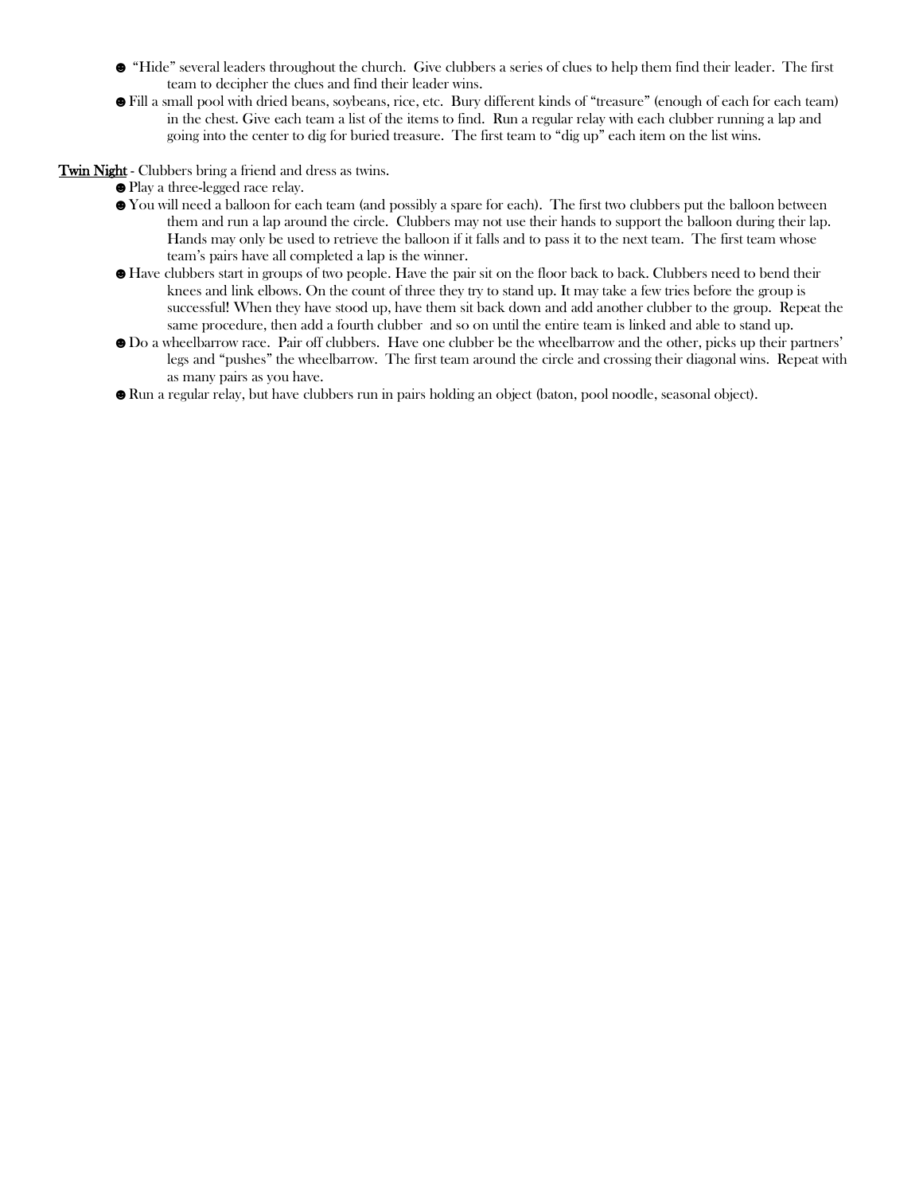- ☻ "Hide" several leaders throughout the church. Give clubbers a series of clues to help them find their leader. The first team to decipher the clues and find their leader wins.
- ☻ Fill a small pool with dried beans, soybeans, rice, etc. Bury different kinds of "treasure" (enough of each for each team) in the chest. Give each team a list of the items to find. Run a regular relay with each clubber running a lap and going into the center to dig for buried treasure. The first team to "dig up" each item on the list wins.

<u>Twin Night</u> - Clubbers bring a friend and dress as twins.

- ☻ Play a three-legged race relay.
- ☻ You will need a balloon for each team (and possibly a spare for each). The first two clubbers put the balloon between them and run a lap around the circle. Clubbers may not use their hands to support the balloon during their lap. Hands may only be used to retrieve the balloon if it falls and to pass it to the next team. The first team whose team's pairs have all completed a lap is the winner.
- ☻ Have clubbers start in groups of two people. Have the pair sit on the floor back to back. Clubbers need to bend their knees and link elbows. On the count of three they try to stand up. It may take a few tries before the group is successful! When they have stood up, have them sit back down and add another clubber to the group. Repeat the same procedure, then add a fourth clubber and so on until the entire team is linked and able to stand up.
- ☻ Do a wheelbarrow race. Pair off clubbers. Have one clubber be the wheelbarrow and the other, picks up their partners' legs and "pushes" the wheelbarrow. The first team around the circle and crossing their diagonal wins. Repeat with as many pairs as you have.
- ☻ Run a regular relay, but have clubbers run in pairs holding an object (baton, pool noodle, seasonal object).